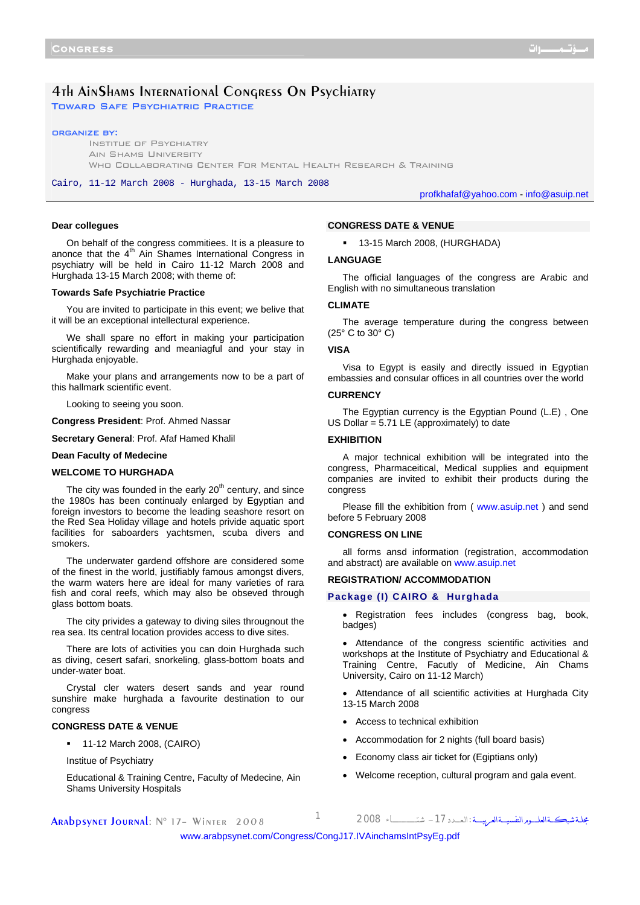# 4th AinShams International Congress On Psychiatry

**Toward Safe Psychiatric Practice**

**ORGANIZE BY:**

Institue of Psychiatry
Ain Shams University
WHO Collaborating Center For Mental Health Research & Training

Cairo, 11-12 March 2008 - Hurghada, 13-15 March 2008

profkhafaf@yahoo.com - info@asuip.net

**Dear collegues**

On behalf of the congress commitiees. It is a pleasure to anonce that the 4th Ain Shames International Congress in psychiatry will be held in Cairo 11-12 March 2008 and Hurghada 13-15 March 2008; with theme of:

**Towards Safe Psychiatrie Practice**

You are invited to participate in this event; we belive that it will be an exceptional intellectural experience.

We shall spare no effort in making your participation scientifically rewarding and meaniagful and your stay in Hurghada enjoyable.

Make your plans and arrangements now to be a part of this hallmark scientific event.

Looking to seeing you soon.

**Congress President**: Prof. Ahmed Nassar

**Secretary General**: Prof. Afaf Hamed Khalil

**Dean Faculty of Medecine**

**WELCOME TO HURGHADA**

The city was founded in the early 20th century, and since the 1980s has been continualy enlarged by Egyptian and foreign investors to become the leading seashore resort on the Red Sea Holiday village and hotels privide aquatic sport facilities for saboarders yachtsmen, scuba divers and smokers.

The underwater gardend offshore are considered some of the finest in the world, justifiably famous amongst divers, the warm waters here are ideal for many varieties of rara fish and coral reefs, which may also be obseved through glass bottom boats.

The city privides a gateway to diving siles througnout the rea sea. Its central location provides access to dive sites.

There are lots of activities you can doin Hurghada such as diving, cesert safari, snorkeling, glass-bottom boats and under-water boat.

Crystal cler waters desert sands and year round sunshire make hurghada a favourite destination to our congress

**CONGRESS DATE & VENUE**

- 11-12 March 2008, (CAIRO)

Institue of Psychiatry

Educational & Training Centre, Faculty of Medecine, Ain Shams University Hospitals

**CONGRESS DATE & VENUE**

- 13-15 March 2008, (HURGHADA)

**LANGUAGE**

The official languages of the congress are Arabic and English with no simultaneous translation

**CLIMATE**

The average temperature during the congress between (25° C to 30° C)

**VISA**

Visa to Egypt is easily and directly issued in Egyptian embassies and consular offices in all countries over the world

**CURRENCY**

The Egyptian currency is the Egyptian Pound (L.E) , One US Dollar = 5.71 LE (approximately) to date

**EXHIBITION**

A major technical exhibition will be integrated into the congress, Pharmaceitical, Medical supplies and equipment companies are invited to exhibit their products during the congress

Please fill the exhibition from ( www.asuip.net ) and send before 5 February 2008

**CONGRESS ON LINE**

all forms ansd information (registration, accommodation and abstract) are available on www.asuip.net

**REGISTRATION/ ACCOMMODATION**

**Package (I) CAIRO & Hurghada**

- Registration fees includes (congress bag, book, badges)
- Attendance of the congress scientific activities and workshops at the Institute of Psychiatry and Educational & Training Centre, Facutly of Medicine, Ain Chams University, Cairo on 11-12 March)
- Attendance of all scientific activities at Hurghada City 13-15 March 2008
- Access to technical exhibition
- Accommodation for 2 nights (full board basis)
- Economy class air ticket for (Egiptians only)
- Welcome reception, cultural program and gala event.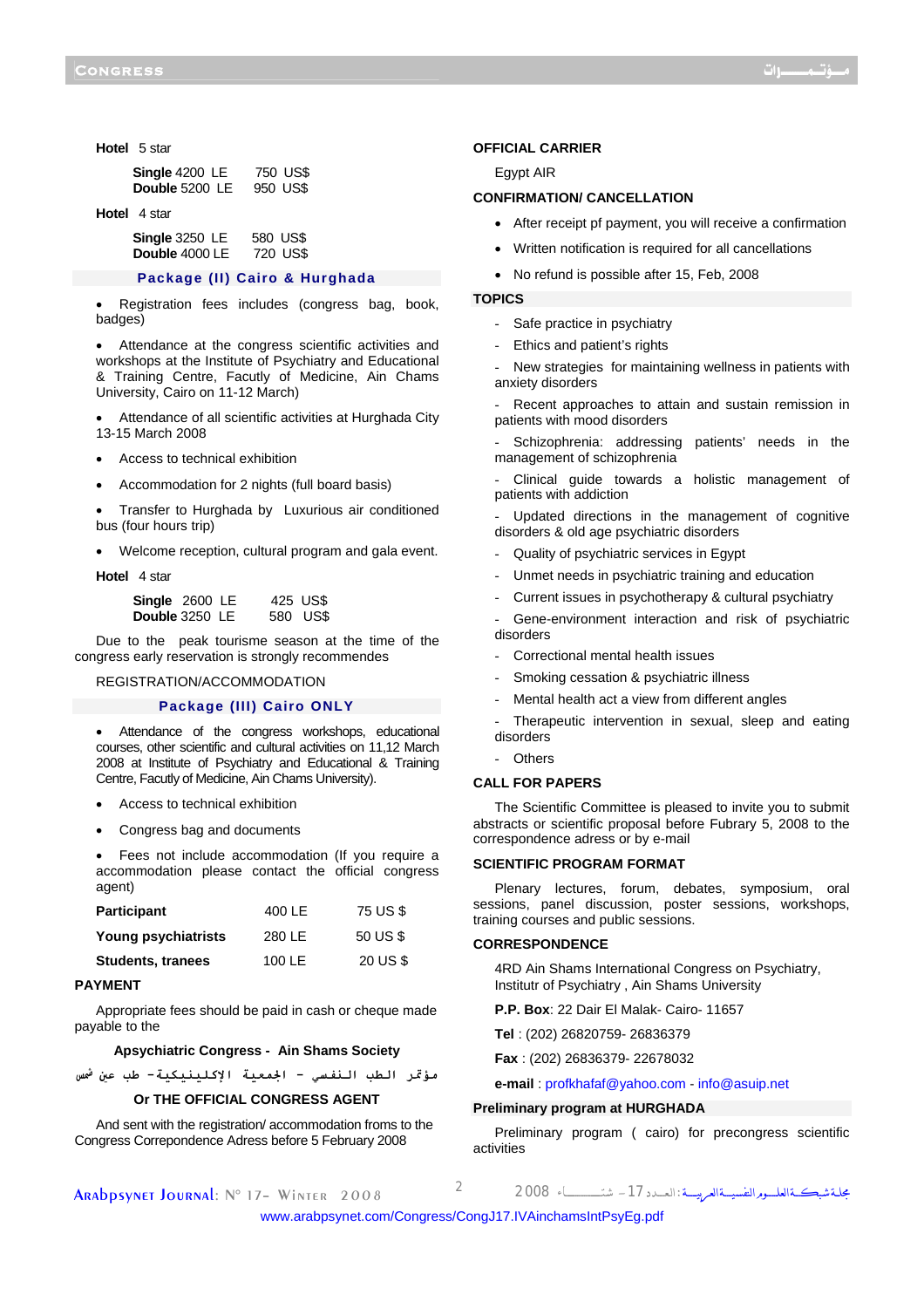**Hotel** 5 star

| | | |
|---|---|---|
| **Single** | 4200 LE | 750 US$ |
| **Double** | 5200 LE | 950 US$ |

**Hotel** 4 star

| | | |
|---|---|---|
| **Single** | 3250 LE | 580 US$ |
| **Double** | 4000 LE | 720 US$ |

## Package (II) Cairo & Hurghada

- Registration fees includes (congress bag, book, badges)
- Attendance at the congress scientific activities and workshops at the Institute of Psychiatry and Educational & Training Centre, Facutly of Medicine, Ain Chams University, Cairo on 11-12 March)
- Attendance of all scientific activities at Hurghada City 13-15 March 2008
- Access to technical exhibition
- Accommodation for 2 nights (full board basis)
- Transfer to Hurghada by Luxurious air conditioned bus (four hours trip)
- Welcome reception, cultural program and gala event.

**Hotel** 4 star

| | | |
|---|---|---|
| **Single** | 2600 LE | 425 US$ |
| **Double** | 3250 LE | 580 US$ |

Due to the peak tourisme season at the time of the congress early reservation is strongly recommendes

REGISTRATION/ACCOMMODATION

## Package (III) Cairo ONLY

- Attendance of the congress workshops, educational courses, other scientific and cultural activities on 11,12 March 2008 at Institute of Psychiatry and Educational & Training Centre, Facutly of Medicine, Ain Chams University).
- Access to technical exhibition
- Congress bag and documents
- Fees not include accommodation (If you require a accommodation please contact the official congress agent)

| | | |
|---|---|---|
| **Participant** | 400 LE | 75 US $ |
| **Young psychiatrists** | 280 LE | 50 US $ |
| **Students, tranees** | 100 LE | 20 US $ |

### PAYMENT

Appropriate fees should be paid in cash or cheque made payable to the

**Apsychiatric Congress - Ain Shams Society**

مؤتمر الطب النفسي - الجمعية الإكلينيكية- طب عين شمس

**Or THE OFFICIAL CONGRESS AGENT**

And sent with the registration/ accommodation froms to the Congress Correpondence Adress before 5 February 2008

### OFFICIAL CARRIER

Egypt AIR

### CONFIRMATION/ CANCELLATION

- After receipt pf payment, you will receive a confirmation
- Written notification is required for all cancellations
- No refund is possible after 15, Feb, 2008

### TOPICS

- Safe practice in psychiatry
- Ethics and patient's rights
- New strategies for maintaining wellness in patients with anxiety disorders
- Recent approaches to attain and sustain remission in patients with mood disorders
- Schizophrenia: addressing patients' needs in the management of schizophrenia
- Clinical guide towards a holistic management of patients with addiction
- Updated directions in the management of cognitive disorders & old age psychiatric disorders
- Quality of psychiatric services in Egypt
- Unmet needs in psychiatric training and education
- Current issues in psychotherapy & cultural psychiatry
- Gene-environment interaction and risk of psychiatric disorders
- Correctional mental health issues
- Smoking cessation & psychiatric illness
- Mental health act a view from different angles
- Therapeutic intervention in sexual, sleep and eating disorders
- Others

### CALL FOR PAPERS

The Scientific Committee is pleased to invite you to submit abstracts or scientific proposal before Fubrary 5, 2008 to the correspondence adress or by e-mail

### SCIENTIFIC PROGRAM FORMAT

Plenary lectures, forum, debates, symposium, oral sessions, panel discussion, poster sessions, workshops, training courses and public sessions.

### CORRESPONDENCE

4RD Ain Shams International Congress on Psychiatry, Institutr of Psychiatry , Ain Shams University

**P.P. Box**: 22 Dair El Malak- Cairo- 11657

**Tel** : (202) 26820759- 26836379

**Fax** : (202) 26836379- 22678032

**e-mail** : profkhafaf@yahoo.com - info@asuip.net

### Preliminary program at HURGHADA

Preliminary program ( cairo) for precongress scientific activities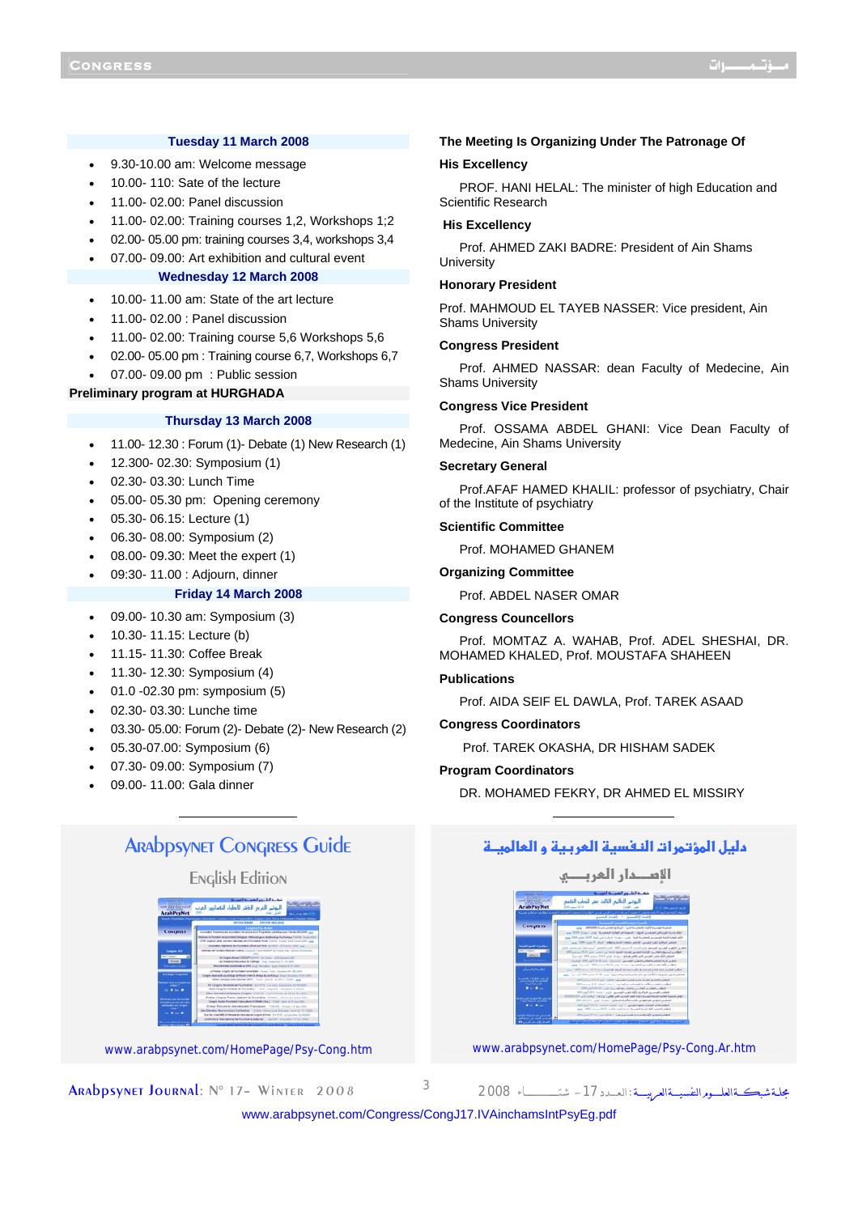**Tuesday 11 March 2008**

- 9.30-10.00 am: Welcome message
- 10.00- 110: Sate of the lecture
- 11.00- 02.00: Panel discussion
- 11.00- 02.00: Training courses 1,2, Workshops 1;2
- 02.00- 05.00 pm: training courses 3,4, workshops 3,4
- 07.00- 09.00: Art exhibition and cultural event

**Wednesday 12 March 2008**

- 10.00- 11.00 am: State of the art lecture
- 11.00- 02.00 : Panel discussion
- 11.00- 02.00: Training course 5,6 Workshops 5,6
- 02.00- 05.00 pm : Training course 6,7, Workshops 6,7
- 07.00- 09.00 pm : Public session

**Preliminary program at HURGHADA**

**Thursday 13 March 2008**

- 11.00- 12.30 : Forum (1)- Debate (1) New Research (1)
- 12.300- 02.30: Symposium (1)
- 02.30- 03.30: Lunch Time
- 05.00- 05.30 pm: Opening ceremony
- 05.30- 06.15: Lecture (1)
- 06.30- 08.00: Symposium (2)
- 08.00- 09.30: Meet the expert (1)
- 09:30- 11.00 : Adjourn, dinner

**Friday 14 March 2008**

- 09.00- 10.30 am: Symposium (3)
- 10.30- 11.15: Lecture (b)
- 11.15- 11.30: Coffee Break
- 11.30- 12.30: Symposium (4)
- 01.0 -02.30 pm: symposium (5)
- 02.30- 03.30: Lunche time
- 03.30- 05.00: Forum (2)- Debate (2)- New Research (2)
- 05.30-07.00: Symposium (6)
- 07.30- 09.00: Symposium (7)
- 09.00- 11.00: Gala dinner

**The Meeting Is Organizing Under The Patronage Of**

**His Excellency**

PROF. HANI HELAL: The minister of high Education and Scientific Research

**His Excellency**

Prof. AHMED ZAKI BADRE: President of Ain Shams University

**Honorary President**

Prof. MAHMOUD EL TAYEB NASSER: Vice president, Ain Shams University

**Congress President**

Prof. AHMED NASSAR: dean Faculty of Medecine, Ain Shams University

**Congress Vice President**

Prof. OSSAMA ABDEL GHANI: Vice Dean Faculty of Medecine, Ain Shams University

**Secretary General**

Prof.AFAF HAMED KHALIL: professor of psychiatry, Chair of the Institute of psychiatry

**Scientific Committee**

Prof. MOHAMED GHANEM

**Organizing Committee**

Prof. ABDEL NASER OMAR

**Congress Councellors**

Prof. MOMTAZ A. WAHAB, Prof. ADEL SHESHAI, DR. MOHAMED KHALED, Prof. MOUSTAFA SHAHEEN

**Publications**

Prof. AIDA SEIF EL DAWLA, Prof. TAREK ASAAD

**Congress Coordinators**

Prof. TAREK OKASHA, DR HISHAM SADEK

**Program Coordinators**

DR. MOHAMED FEKRY, DR AHMED EL MISSIRY

---

**Arabpsynet Congress Guide**

English Edition

www.arabpsynet.com/HomePage/Psy-Cong.htm

**دليل المؤتمرات النفسية العربية و العالمية**

الإصـدار العربـي

www.arabpsynet.com/HomePage/Psy-Cong.Ar.htm

www.arabpsynet.com/Congress/CongJ17.IVAinchamsIntPsyEg.pdf